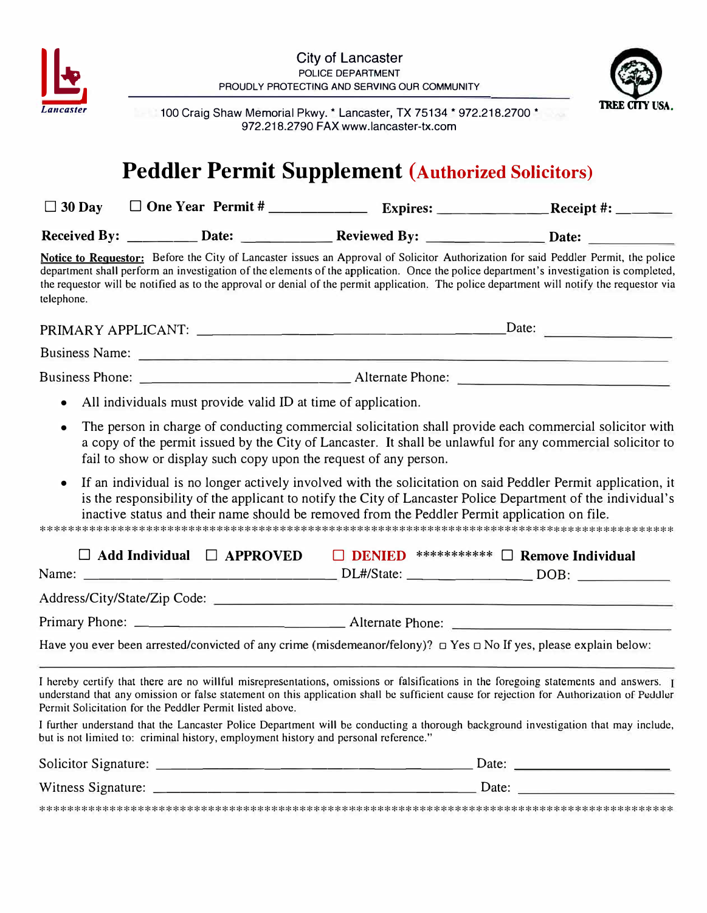City of Lancaster
POLICE DEPARTMENT
PROUDLY PROTECTING AND SERVING OUR COMMUNITY

100 Craig Shaw Memorial Pkwy. * Lancaster, TX 75134 * 972.218.2700 * 972.218.2790 FAX www.lancaster-tx.com

TREE CITY USA.

# Peddler Permit Supplement (Authorized Solicitors)

**☐ 30 Day ☐ One Year Permit # _____________ Expires: _______________ Receipt #: _______**

**Received By: _________ Date: ___________ Reviewed By: _______________ Date: ___________**

**Notice to Requestor:** Before the City of Lancaster issues an Approval of Solicitor Authorization for said Peddler Permit, the police department shall perform an investigation of the elements of the application. Once the police department's investigation is completed, the requestor will be notified as to the approval or denial of the permit application. The police department will notify the requestor via telephone.

PRIMARY APPLICANT: ________________________________________ Date: _______________

Business Name: ______________________________________________________________

Business Phone: ___________________________ Alternate Phone: ___________________________

- All individuals must provide valid ID at time of application.
- The person in charge of conducting commercial solicitation shall provide each commercial solicitor with a copy of the permit issued by the City of Lancaster. It shall be unlawful for any commercial solicitor to fail to show or display such copy upon the request of any person.
- If an individual is no longer actively involved with the solicitation on said Peddler Permit application, it is the responsibility of the applicant to notify the City of Lancaster Police Department of the individual's inactive status and their name should be removed from the Peddler Permit application on file.

**********************************************************************************************

**☐ Add Individual ☐ APPROVED ☐ DENIED *********** ☐ Remove Individual**

Name: ___________________________________ DL#/State: _______________ DOB: ___________

Address/City/State/Zip Code: ______________________________________________________

Primary Phone: ___________________________ Alternate Phone: ___________________________

Have you ever been arrested/convicted of any crime (misdemeanor/felony)? ☐ Yes ☐ No If yes, please explain below:

______________________________________________________________________________

I hereby certify that there are no willful misrepresentations, omissions or falsifications in the foregoing statements and answers. I understand that any omission or false statement on this application shall be sufficient cause for rejection for Authorization of Peddler Permit Solicitation for the Peddler Permit listed above.

I further understand that the Lancaster Police Department will be conducting a thorough background investigation that may include, but is not limited to: criminal history, employment history and personal reference."

Solicitor Signature: ________________________________________ Date: _______________

Witness Signature: ________________________________________ Date: _______________

**********************************************************************************************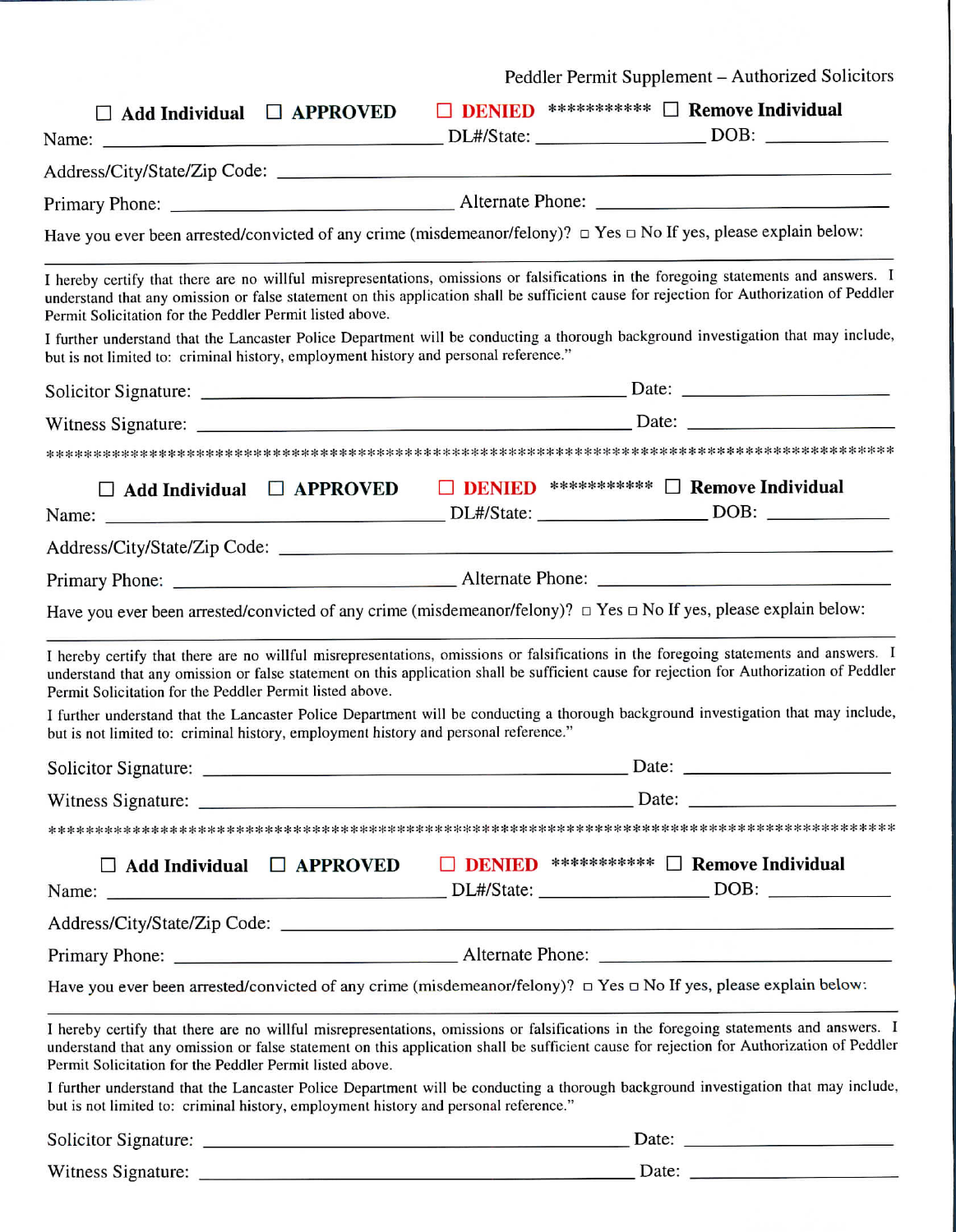Peddler Permit Supplement – Authorized Solicitors

☐ **Add Individual** ☐ **APPROVED** ☐ **DENIED** *********** ☐ **Remove Individual**

Name: ______________________________ DL#/State: ________________ DOB: ____________

Address/City/State/Zip Code: ______________________________________________________

Primary Phone: __________________________ Alternate Phone: ___________________________

Have you ever been arrested/convicted of any crime (misdemeanor/felony)? □ Yes □ No If yes, please explain below:

______________________________________________________________________________

I hereby certify that there are no willful misrepresentations, omissions or falsifications in the foregoing statements and answers. I understand that any omission or false statement on this application shall be sufficient cause for rejection for Authorization of Peddler Permit Solicitation for the Peddler Permit listed above.

I further understand that the Lancaster Police Department will be conducting a thorough background investigation that may include, but is not limited to: criminal history, employment history and personal reference."

Solicitor Signature: ______________________________________ Date: ________________

Witness Signature: ______________________________________ Date: ________________

*******************************************************************************************

☐ **Add Individual** ☐ **APPROVED** ☐ **DENIED** *********** ☐ **Remove Individual**

Name: ______________________________ DL#/State: ________________ DOB: ____________

Address/City/State/Zip Code: ______________________________________________________

Primary Phone: __________________________ Alternate Phone: ___________________________

Have you ever been arrested/convicted of any crime (misdemeanor/felony)? □ Yes □ No If yes, please explain below:

______________________________________________________________________________

I hereby certify that there are no willful misrepresentations, omissions or falsifications in the foregoing statements and answers. I understand that any omission or false statement on this application shall be sufficient cause for rejection for Authorization of Peddler Permit Solicitation for the Peddler Permit listed above.

I further understand that the Lancaster Police Department will be conducting a thorough background investigation that may include, but is not limited to: criminal history, employment history and personal reference."

Solicitor Signature: ______________________________________ Date: ________________

Witness Signature: ______________________________________ Date: ________________

*******************************************************************************************

☐ **Add Individual** ☐ **APPROVED** ☐ **DENIED** *********** ☐ **Remove Individual**

Name: ______________________________ DL#/State: ________________ DOB: ____________

Address/City/State/Zip Code: ______________________________________________________

Primary Phone: __________________________ Alternate Phone: ___________________________

Have you ever been arrested/convicted of any crime (misdemeanor/felony)? □ Yes □ No If yes, please explain below:

______________________________________________________________________________

I hereby certify that there are no willful misrepresentations, omissions or falsifications in the foregoing statements and answers. I understand that any omission or false statement on this application shall be sufficient cause for rejection for Authorization of Peddler Permit Solicitation for the Peddler Permit listed above.

I further understand that the Lancaster Police Department will be conducting a thorough background investigation that may include, but is not limited to: criminal history, employment history and personal reference."

Solicitor Signature: ______________________________________ Date: ________________

Witness Signature: ______________________________________ Date: ________________